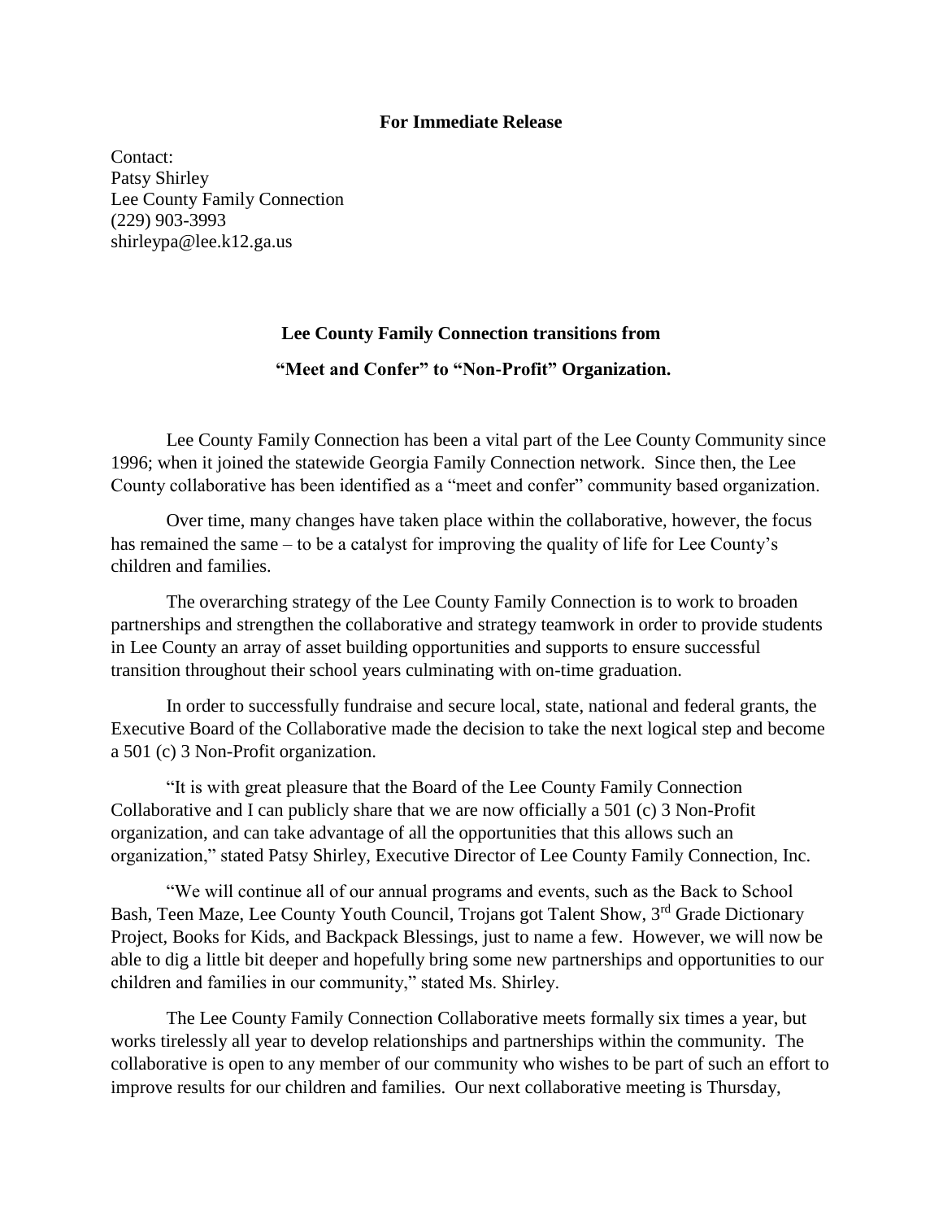**For Immediate Release**

Contact:
Patsy Shirley
Lee County Family Connection
(229) 903-3993
shirleypa@lee.k12.ga.us

**Lee County Family Connection transitions from**

**"Meet and Confer" to "Non-Profit" Organization.**

Lee County Family Connection has been a vital part of the Lee County Community since 1996; when it joined the statewide Georgia Family Connection network. Since then, the Lee County collaborative has been identified as a "meet and confer" community based organization.

Over time, many changes have taken place within the collaborative, however, the focus has remained the same – to be a catalyst for improving the quality of life for Lee County's children and families.

The overarching strategy of the Lee County Family Connection is to work to broaden partnerships and strengthen the collaborative and strategy teamwork in order to provide students in Lee County an array of asset building opportunities and supports to ensure successful transition throughout their school years culminating with on-time graduation.

In order to successfully fundraise and secure local, state, national and federal grants, the Executive Board of the Collaborative made the decision to take the next logical step and become a 501 (c) 3 Non-Profit organization.

"It is with great pleasure that the Board of the Lee County Family Connection Collaborative and I can publicly share that we are now officially a 501 (c) 3 Non-Profit organization, and can take advantage of all the opportunities that this allows such an organization," stated Patsy Shirley, Executive Director of Lee County Family Connection, Inc.

"We will continue all of our annual programs and events, such as the Back to School Bash, Teen Maze, Lee County Youth Council, Trojans got Talent Show, 3rd Grade Dictionary Project, Books for Kids, and Backpack Blessings, just to name a few. However, we will now be able to dig a little bit deeper and hopefully bring some new partnerships and opportunities to our children and families in our community," stated Ms. Shirley.

The Lee County Family Connection Collaborative meets formally six times a year, but works tirelessly all year to develop relationships and partnerships within the community. The collaborative is open to any member of our community who wishes to be part of such an effort to improve results for our children and families. Our next collaborative meeting is Thursday,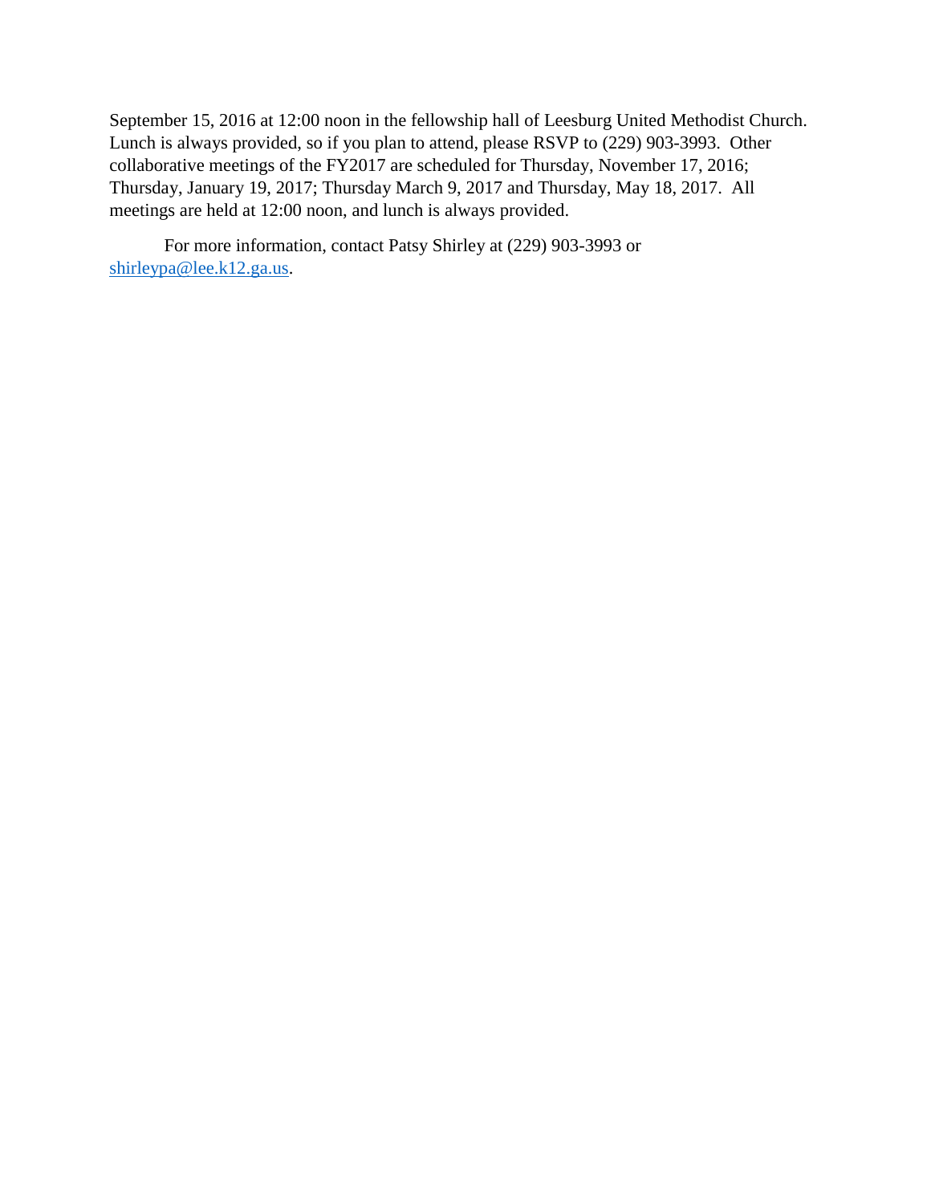September 15, 2016 at 12:00 noon in the fellowship hall of Leesburg United Methodist Church. Lunch is always provided, so if you plan to attend, please RSVP to (229) 903-3993. Other collaborative meetings of the FY2017 are scheduled for Thursday, November 17, 2016; Thursday, January 19, 2017; Thursday March 9, 2017 and Thursday, May 18, 2017. All meetings are held at 12:00 noon, and lunch is always provided.

For more information, contact Patsy Shirley at (229) 903-3993 or shirleypa@lee.k12.ga.us.